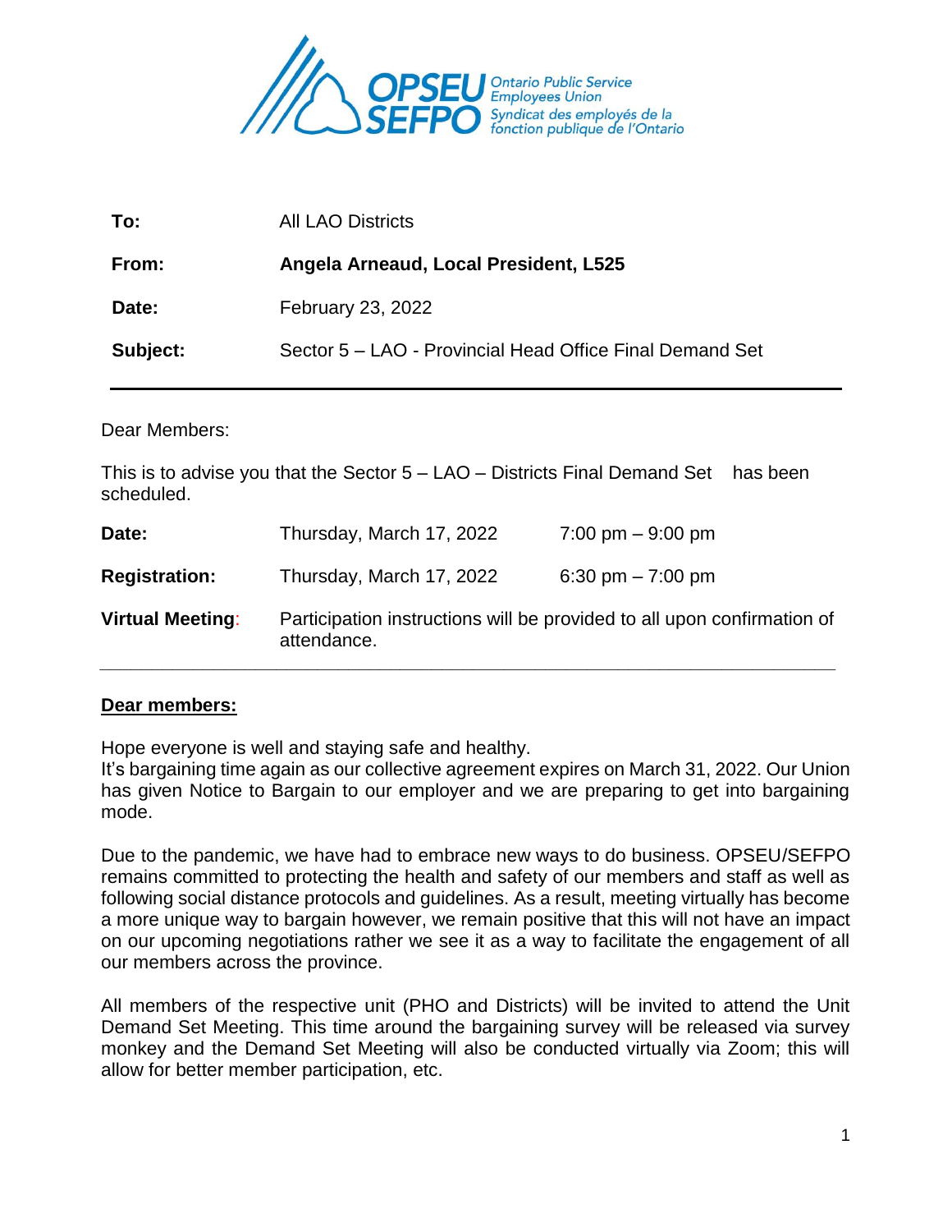OPSEU SEFPO Ontario Public Service Employees Union Syndicat des employés de la fonction publique de l'Ontario

| | |
|---|---|
| **To:** | All LAO Districts |
| **From:** | **Angela Arneaud, Local President, L525** |
| **Date:** | February 23, 2022 |
| **Subject:** | Sector 5 – LAO - Provincial Head Office Final Demand Set |

---

Dear Members:

This is to advise you that the Sector 5 – LAO – Districts Final Demand Set has been scheduled.

| | | |
|---|---|---|
| **Date:** | Thursday, March 17, 2022 | 7:00 pm – 9:00 pm |
| **Registration:** | Thursday, March 17, 2022 | 6:30 pm – 7:00 pm |
| **Virtual Meeting:** | Participation instructions will be provided to all upon confirmation of attendance. | |

---

**Dear members:**

Hope everyone is well and staying safe and healthy.
It's bargaining time again as our collective agreement expires on March 31, 2022. Our Union has given Notice to Bargain to our employer and we are preparing to get into bargaining mode.

Due to the pandemic, we have had to embrace new ways to do business. OPSEU/SEFPO remains committed to protecting the health and safety of our members and staff as well as following social distance protocols and guidelines. As a result, meeting virtually has become a more unique way to bargain however, we remain positive that this will not have an impact on our upcoming negotiations rather we see it as a way to facilitate the engagement of all our members across the province.

All members of the respective unit (PHO and Districts) will be invited to attend the Unit Demand Set Meeting. This time around the bargaining survey will be released via survey monkey and the Demand Set Meeting will also be conducted virtually via Zoom; this will allow for better member participation, etc.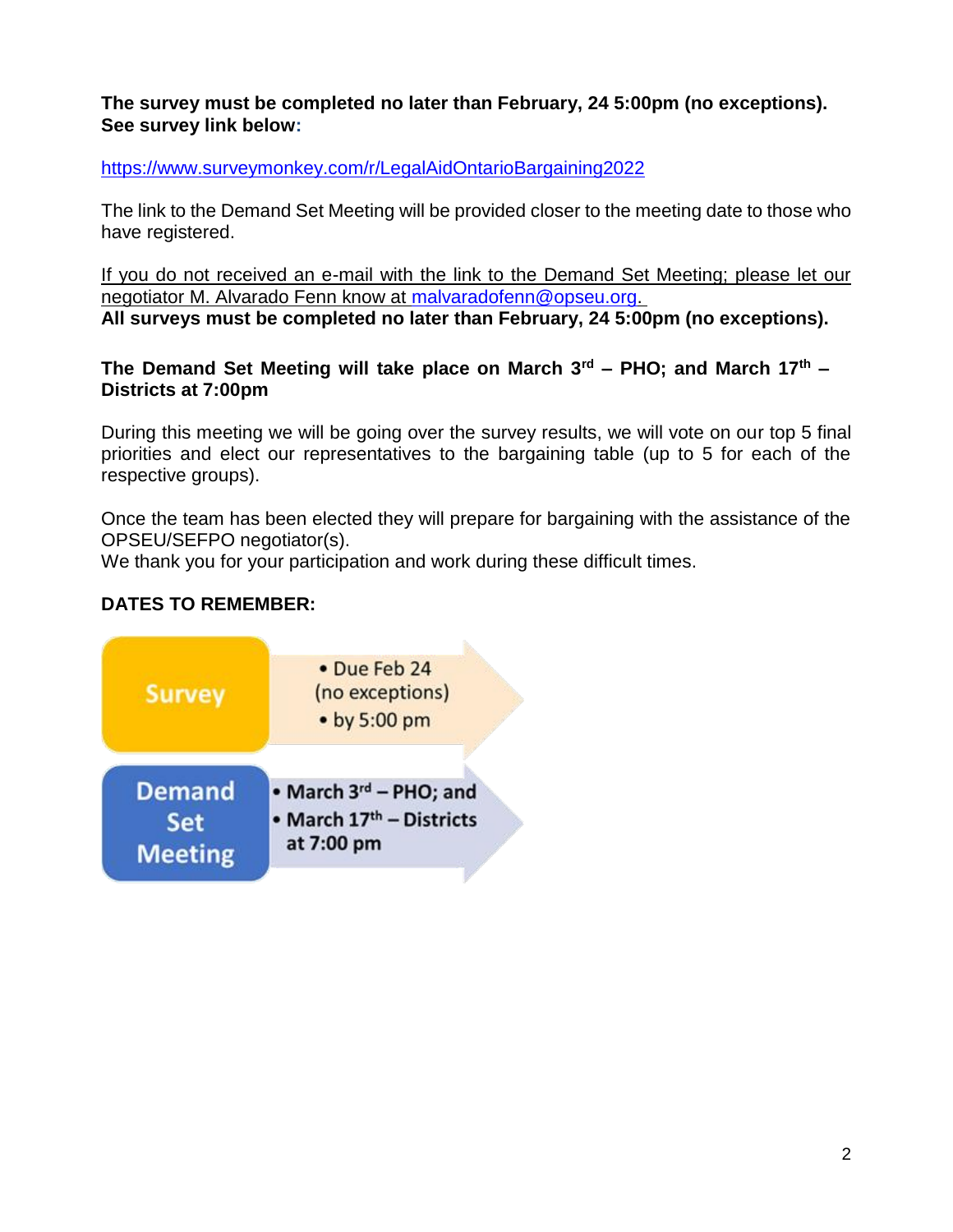**The survey must be completed no later than February, 24 5:00pm (no exceptions). See survey link below:**

https://www.surveymonkey.com/r/LegalAidOntarioBargaining2022

The link to the Demand Set Meeting will be provided closer to the meeting date to those who have registered.

If you do not received an e-mail with the link to the Demand Set Meeting; please let our negotiator M. Alvarado Fenn know at malvaradofenn@opseu.org.

**All surveys must be completed no later than February, 24 5:00pm (no exceptions).**

**The Demand Set Meeting will take place on March 3rd – PHO; and March 17th – Districts at 7:00pm**

During this meeting we will be going over the survey results, we will vote on our top 5 final priorities and elect our representatives to the bargaining table (up to 5 for each of the respective groups).

Once the team has been elected they will prepare for bargaining with the assistance of the OPSEU/SEFPO negotiator(s).

We thank you for your participation and work during these difficult times.

**DATES TO REMEMBER:**

| | |
|---|---|
| Survey | • Due Feb 24 (no exceptions)<br>• by 5:00 pm |
| Demand Set Meeting | • **March 3rd – PHO; and**<br>• **March 17th – Districts at 7:00 pm** |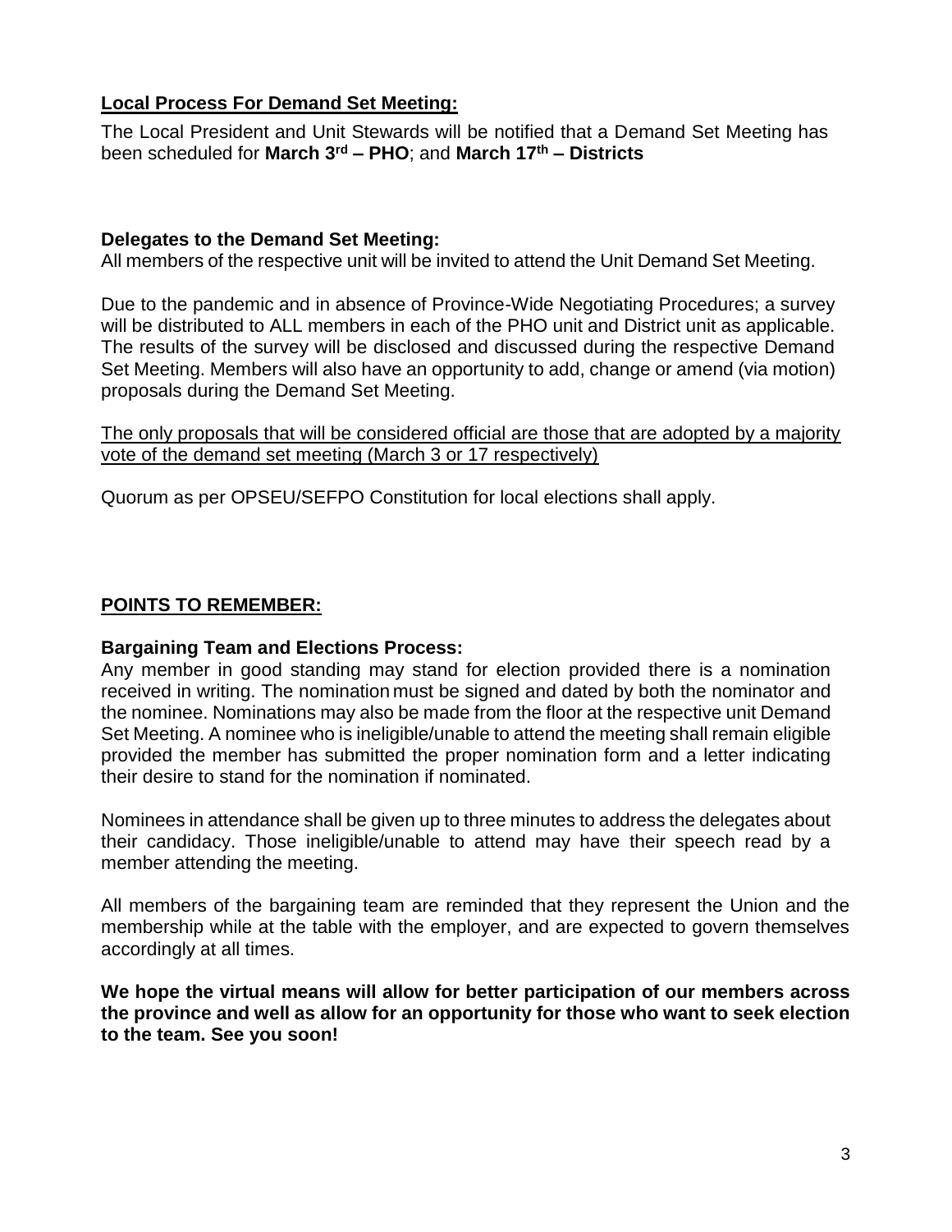## Local Process For Demand Set Meeting:

The Local President and Unit Stewards will be notified that a Demand Set Meeting has been scheduled for **March 3rd – PHO**; and **March 17th – Districts**

**Delegates to the Demand Set Meeting:**

All members of the respective unit will be invited to attend the Unit Demand Set Meeting.

Due to the pandemic and in absence of Province-Wide Negotiating Procedures; a survey will be distributed to ALL members in each of the PHO unit and District unit as applicable. The results of the survey will be disclosed and discussed during the respective Demand Set Meeting. Members will also have an opportunity to add, change or amend (via motion) proposals during the Demand Set Meeting.

The only proposals that will be considered official are those that are adopted by a majority vote of the demand set meeting (March 3 or 17 respectively)

Quorum as per OPSEU/SEFPO Constitution for local elections shall apply.

## POINTS TO REMEMBER:

**Bargaining Team and Elections Process:**

Any member in good standing may stand for election provided there is a nomination received in writing. The nomination must be signed and dated by both the nominator and the nominee. Nominations may also be made from the floor at the respective unit Demand Set Meeting. A nominee who is ineligible/unable to attend the meeting shall remain eligible provided the member has submitted the proper nomination form and a letter indicating their desire to stand for the nomination if nominated.

Nominees in attendance shall be given up to three minutes to address the delegates about their candidacy. Those ineligible/unable to attend may have their speech read by a member attending the meeting.

All members of the bargaining team are reminded that they represent the Union and the membership while at the table with the employer, and are expected to govern themselves accordingly at all times.

**We hope the virtual means will allow for better participation of our members across the province and well as allow for an opportunity for those who want to seek election to the team. See you soon!**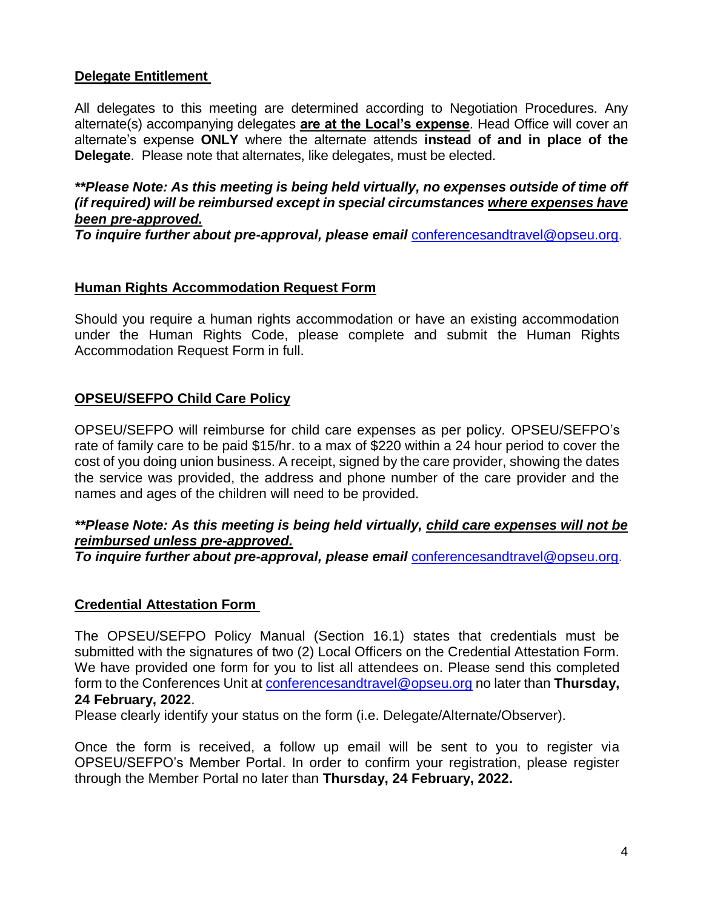## Delegate Entitlement

All delegates to this meeting are determined according to Negotiation Procedures. Any alternate(s) accompanying delegates **are at the Local's expense**. Head Office will cover an alternate's expense **ONLY** where the alternate attends **instead of and in place of the Delegate**. Please note that alternates, like delegates, must be elected.

***\*\*Please Note: As this meeting is being held virtually, no expenses outside of time off (if required) will be reimbursed except in special circumstances where expenses have been pre-approved.***

***To inquire further about pre-approval, please email*** [conferencesandtravel@opseu.org](mailto:conferencesandtravel@opseu.org).

## Human Rights Accommodation Request Form

Should you require a human rights accommodation or have an existing accommodation under the Human Rights Code, please complete and submit the Human Rights Accommodation Request Form in full.

## OPSEU/SEFPO Child Care Policy

OPSEU/SEFPO will reimburse for child care expenses as per policy. OPSEU/SEFPO's rate of family care to be paid $15/hr. to a max of $220 within a 24 hour period to cover the cost of you doing union business. A receipt, signed by the care provider, showing the dates the service was provided, the address and phone number of the care provider and the names and ages of the children will need to be provided.

***\*\*Please Note: As this meeting is being held virtually, child care expenses will not be reimbursed unless pre-approved.***

***To inquire further about pre-approval, please email*** [conferencesandtravel@opseu.org](mailto:conferencesandtravel@opseu.org).

## Credential Attestation Form

The OPSEU/SEFPO Policy Manual (Section 16.1) states that credentials must be submitted with the signatures of two (2) Local Officers on the Credential Attestation Form. We have provided one form for you to list all attendees on. Please send this completed form to the Conferences Unit at [conferencesandtravel@opseu.org](mailto:conferencesandtravel@opseu.org) no later than **Thursday, 24 February, 2022**.

Please clearly identify your status on the form (i.e. Delegate/Alternate/Observer).

Once the form is received, a follow up email will be sent to you to register via OPSEU/SEFPO's Member Portal. In order to confirm your registration, please register through the Member Portal no later than **Thursday, 24 February, 2022.**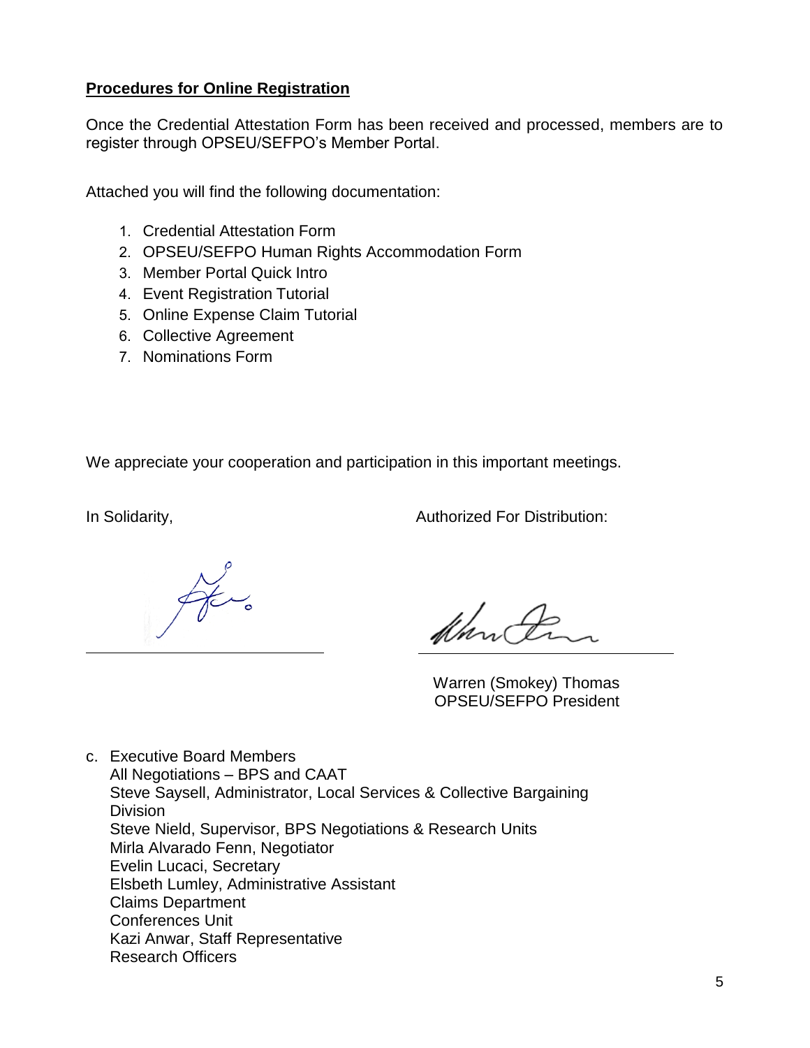**Procedures for Online Registration**

Once the Credential Attestation Form has been received and processed, members are to register through OPSEU/SEFPO's Member Portal.

Attached you will find the following documentation:

1. Credential Attestation Form
2. OPSEU/SEFPO Human Rights Accommodation Form
3. Member Portal Quick Intro
4. Event Registration Tutorial
5. Online Expense Claim Tutorial
6. Collective Agreement
7. Nominations Form

We appreciate your cooperation and participation in this important meetings.

In Solidarity,

Authorized For Distribution:

Warren (Smokey) Thomas
OPSEU/SEFPO President

c. Executive Board Members
All Negotiations – BPS and CAAT
Steve Saysell, Administrator, Local Services & Collective Bargaining Division
Steve Nield, Supervisor, BPS Negotiations & Research Units
Mirla Alvarado Fenn, Negotiator
Evelin Lucaci, Secretary
Elsbeth Lumley, Administrative Assistant
Claims Department
Conferences Unit
Kazi Anwar, Staff Representative
Research Officers